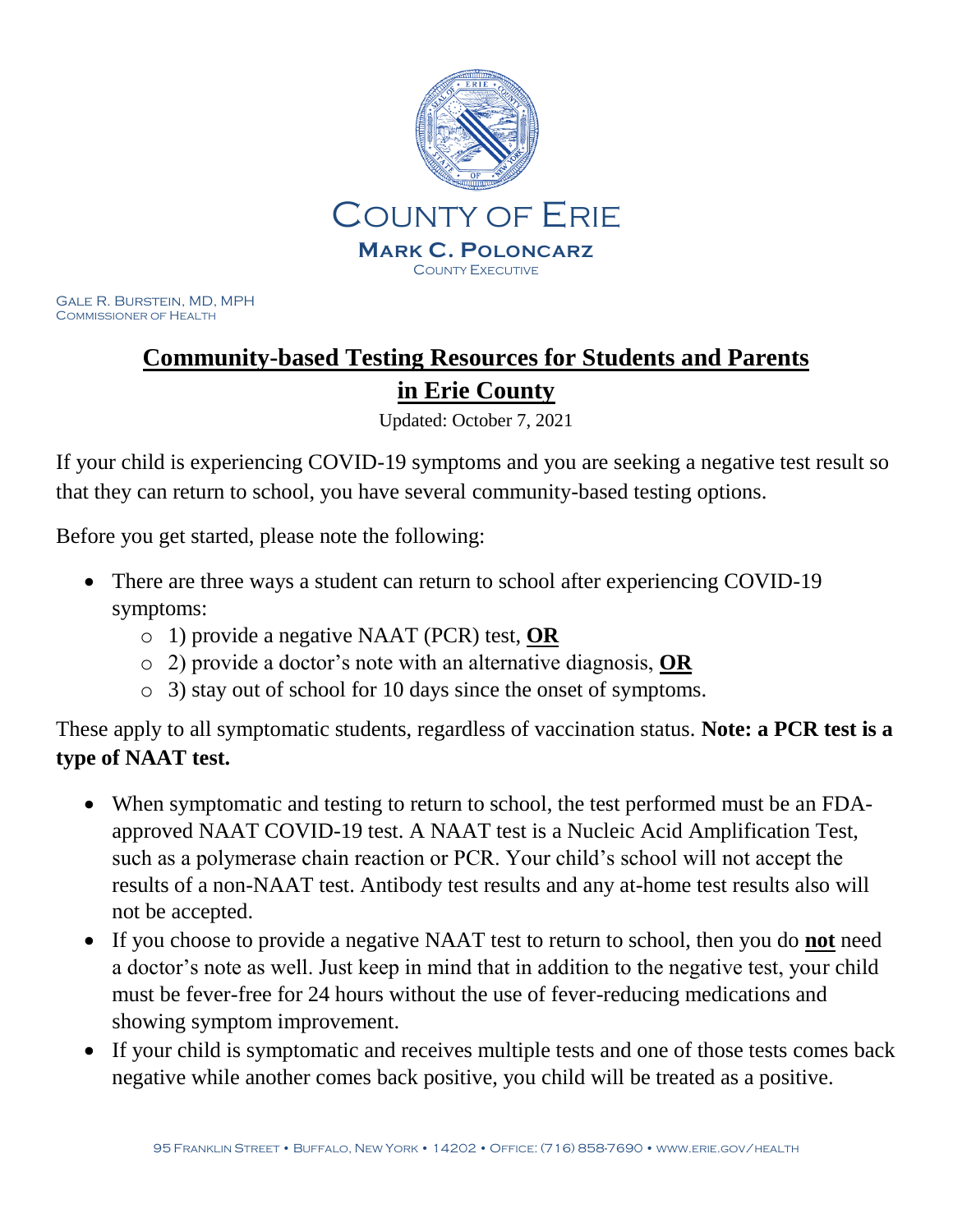COUNTY OF ERIE

**MARK C. POLONCARZ**
COUNTY EXECUTIVE

GALE R. BURSTEIN, MD, MPH
COMMISSIONER OF HEALTH

# Community-based Testing Resources for Students and Parents in Erie County

Updated: October 7, 2021

If your child is experiencing COVID-19 symptoms and you are seeking a negative test result so that they can return to school, you have several community-based testing options.

Before you get started, please note the following:

- There are three ways a student can return to school after experiencing COVID-19 symptoms:
  - 1) provide a negative NAAT (PCR) test, **OR**
  - 2) provide a doctor's note with an alternative diagnosis, **OR**
  - 3) stay out of school for 10 days since the onset of symptoms.

These apply to all symptomatic students, regardless of vaccination status. **Note: a PCR test is a type of NAAT test.**

- When symptomatic and testing to return to school, the test performed must be an FDA-approved NAAT COVID-19 test. A NAAT test is a Nucleic Acid Amplification Test, such as a polymerase chain reaction or PCR. Your child's school will not accept the results of a non-NAAT test. Antibody test results and any at-home test results also will not be accepted.
- If you choose to provide a negative NAAT test to return to school, then you do **not** need a doctor's note as well. Just keep in mind that in addition to the negative test, your child must be fever-free for 24 hours without the use of fever-reducing medications and showing symptom improvement.
- If your child is symptomatic and receives multiple tests and one of those tests comes back negative while another comes back positive, you child will be treated as a positive.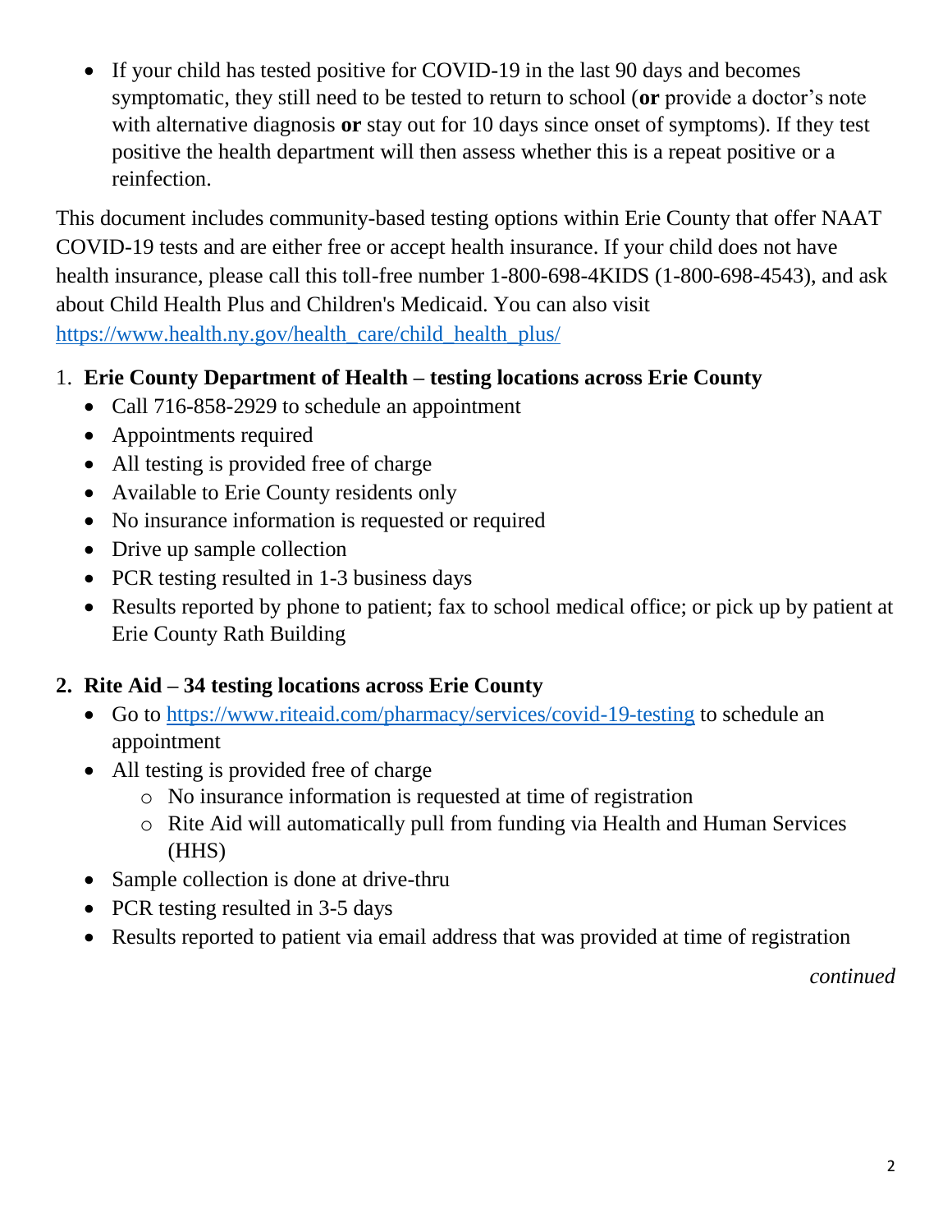- If your child has tested positive for COVID-19 in the last 90 days and becomes symptomatic, they still need to be tested to return to school (**or** provide a doctor's note with alternative diagnosis **or** stay out for 10 days since onset of symptoms). If they test positive the health department will then assess whether this is a repeat positive or a reinfection.

This document includes community-based testing options within Erie County that offer NAAT COVID-19 tests and are either free or accept health insurance. If your child does not have health insurance, please call this toll-free number 1-800-698-4KIDS (1-800-698-4543), and ask about Child Health Plus and Children's Medicaid. You can also visit [https://www.health.ny.gov/health_care/child_health_plus/](https://www.health.ny.gov/health_care/child_health_plus/)

1. **Erie County Department of Health – testing locations across Erie County**
   - Call 716-858-2929 to schedule an appointment
   - Appointments required
   - All testing is provided free of charge
   - Available to Erie County residents only
   - No insurance information is requested or required
   - Drive up sample collection
   - PCR testing resulted in 1-3 business days
   - Results reported by phone to patient; fax to school medical office; or pick up by patient at Erie County Rath Building

2. **Rite Aid – 34 testing locations across Erie County**
   - Go to [https://www.riteaid.com/pharmacy/services/covid-19-testing](https://www.riteaid.com/pharmacy/services/covid-19-testing) to schedule an appointment
   - All testing is provided free of charge
     - No insurance information is requested at time of registration
     - Rite Aid will automatically pull from funding via Health and Human Services (HHS)
   - Sample collection is done at drive-thru
   - PCR testing resulted in 3-5 days
   - Results reported to patient via email address that was provided at time of registration

*continued*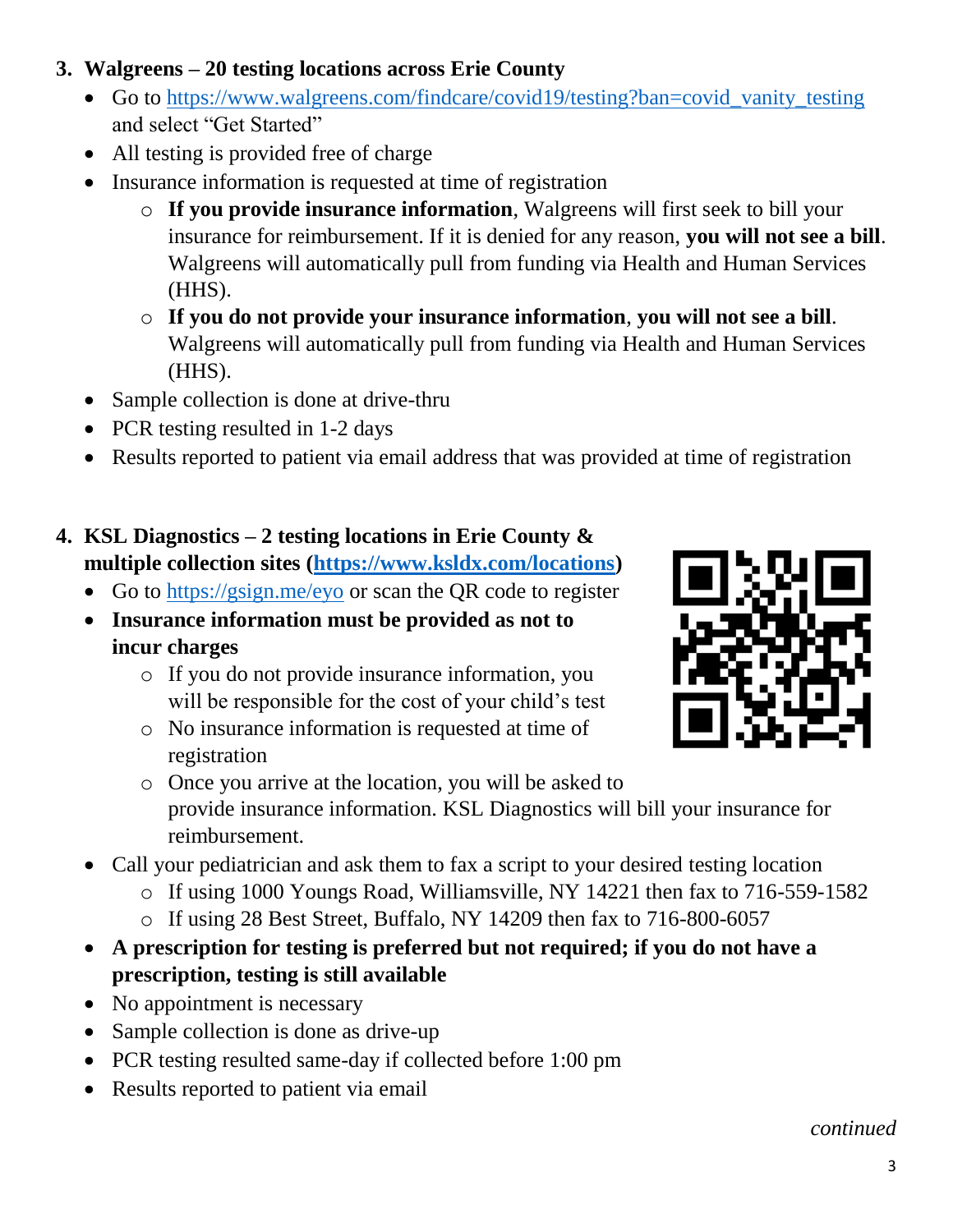3. **Walgreens – 20 testing locations across Erie County**
    - Go to https://www.walgreens.com/findcare/covid19/testing?ban=covid_vanity_testing and select "Get Started"
    - All testing is provided free of charge
    - Insurance information is requested at time of registration
        - **If you provide insurance information**, Walgreens will first seek to bill your insurance for reimbursement. If it is denied for any reason, **you will not see a bill**. Walgreens will automatically pull from funding via Health and Human Services (HHS).
        - **If you do not provide your insurance information**, **you will not see a bill**. Walgreens will automatically pull from funding via Health and Human Services (HHS).
    - Sample collection is done at drive-thru
    - PCR testing resulted in 1-2 days
    - Results reported to patient via email address that was provided at time of registration

4. **KSL Diagnostics – 2 testing locations in Erie County & multiple collection sites (https://www.ksldx.com/locations)**
    - Go to https://gsign.me/eyo or scan the QR code to register
    - **Insurance information must be provided as not to incur charges**
        - If you do not provide insurance information, you will be responsible for the cost of your child's test
        - No insurance information is requested at time of registration
        - Once you arrive at the location, you will be asked to provide insurance information. KSL Diagnostics will bill your insurance for reimbursement.
    - Call your pediatrician and ask them to fax a script to your desired testing location
        - If using 1000 Youngs Road, Williamsville, NY 14221 then fax to 716-559-1582
        - If using 28 Best Street, Buffalo, NY 14209 then fax to 716-800-6057
    - **A prescription for testing is preferred but not required; if you do not have a prescription, testing is still available**
    - No appointment is necessary
    - Sample collection is done as drive-up
    - PCR testing resulted same-day if collected before 1:00 pm
    - Results reported to patient via email

*continued*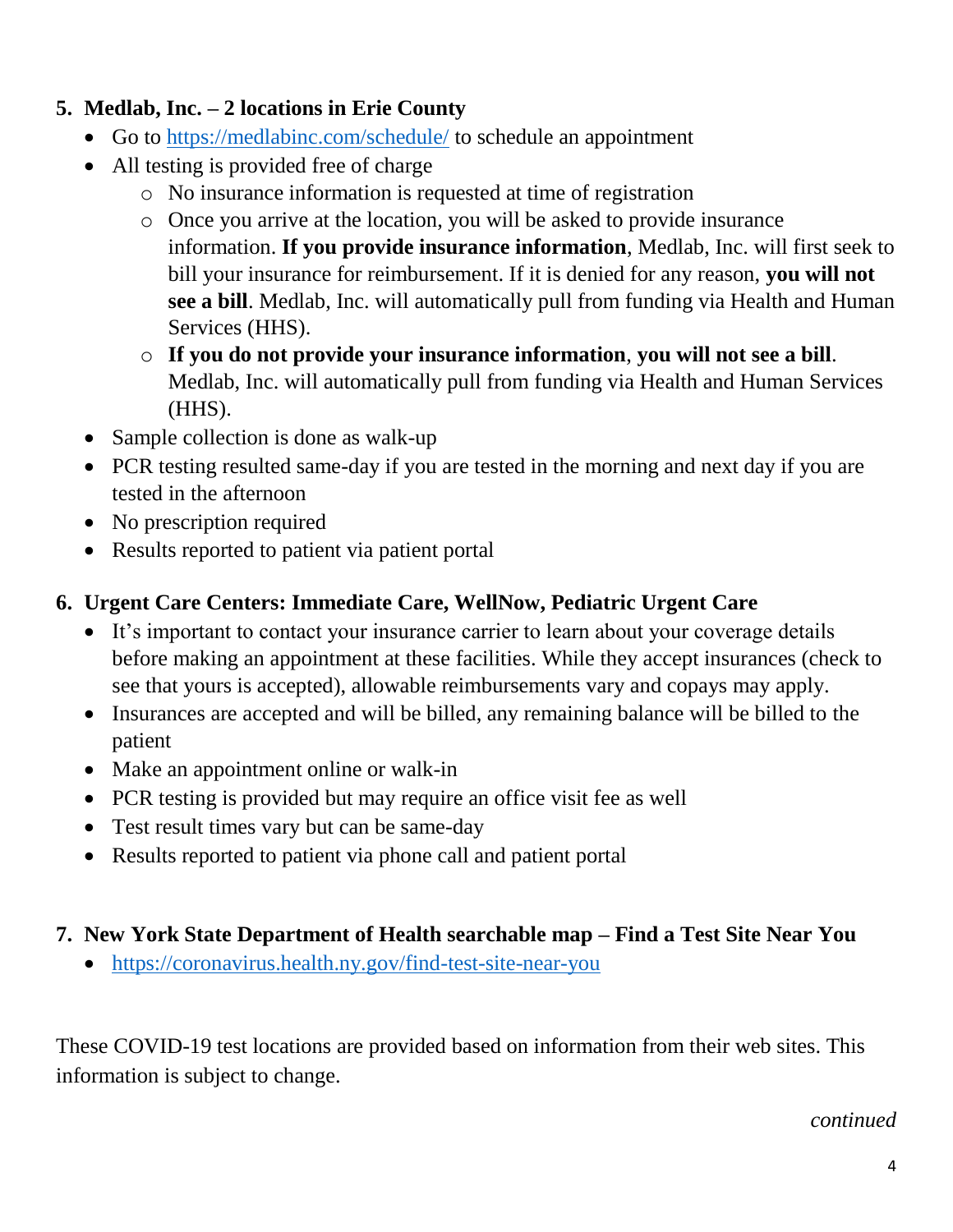5. **Medlab, Inc. – 2 locations in Erie County**
   - Go to https://medlabinc.com/schedule/ to schedule an appointment
   - All testing is provided free of charge
     - No insurance information is requested at time of registration
     - Once you arrive at the location, you will be asked to provide insurance information. **If you provide insurance information**, Medlab, Inc. will first seek to bill your insurance for reimbursement. If it is denied for any reason, **you will not see a bill**. Medlab, Inc. will automatically pull from funding via Health and Human Services (HHS).
     - **If you do not provide your insurance information**, **you will not see a bill**. Medlab, Inc. will automatically pull from funding via Health and Human Services (HHS).
   - Sample collection is done as walk-up
   - PCR testing resulted same-day if you are tested in the morning and next day if you are tested in the afternoon
   - No prescription required
   - Results reported to patient via patient portal

6. **Urgent Care Centers: Immediate Care, WellNow, Pediatric Urgent Care**
   - It's important to contact your insurance carrier to learn about your coverage details before making an appointment at these facilities. While they accept insurances (check to see that yours is accepted), allowable reimbursements vary and copays may apply.
   - Insurances are accepted and will be billed, any remaining balance will be billed to the patient
   - Make an appointment online or walk-in
   - PCR testing is provided but may require an office visit fee as well
   - Test result times vary but can be same-day
   - Results reported to patient via phone call and patient portal

7. **New York State Department of Health searchable map – Find a Test Site Near You**
   - https://coronavirus.health.ny.gov/find-test-site-near-you

These COVID-19 test locations are provided based on information from their web sites. This information is subject to change.

*continued*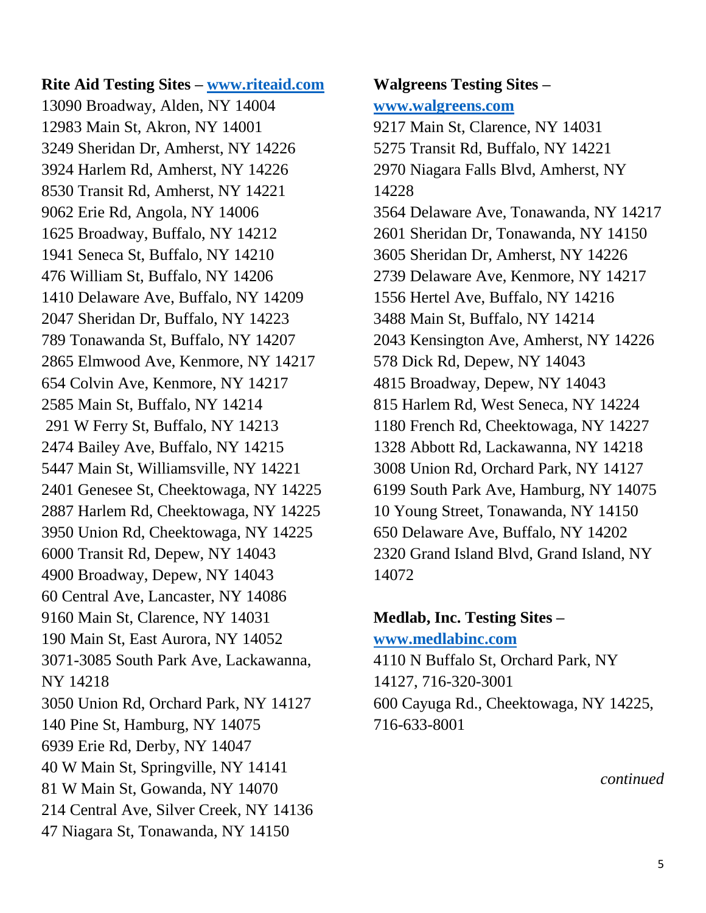**Rite Aid Testing Sites – [www.riteaid.com](http://www.riteaid.com)**

13090 Broadway, Alden, NY 14004
12983 Main St, Akron, NY 14001
3249 Sheridan Dr, Amherst, NY 14226
3924 Harlem Rd, Amherst, NY 14226
8530 Transit Rd, Amherst, NY 14221
9062 Erie Rd, Angola, NY 14006
1625 Broadway, Buffalo, NY 14212
1941 Seneca St, Buffalo, NY 14210
476 William St, Buffalo, NY 14206
1410 Delaware Ave, Buffalo, NY 14209
2047 Sheridan Dr, Buffalo, NY 14223
789 Tonawanda St, Buffalo, NY 14207
2865 Elmwood Ave, Kenmore, NY 14217
654 Colvin Ave, Kenmore, NY 14217
2585 Main St, Buffalo, NY 14214
291 W Ferry St, Buffalo, NY 14213
2474 Bailey Ave, Buffalo, NY 14215
5447 Main St, Williamsville, NY 14221
2401 Genesee St, Cheektowaga, NY 14225
2887 Harlem Rd, Cheektowaga, NY 14225
3950 Union Rd, Cheektowaga, NY 14225
6000 Transit Rd, Depew, NY 14043
4900 Broadway, Depew, NY 14043
60 Central Ave, Lancaster, NY 14086
9160 Main St, Clarence, NY 14031
190 Main St, East Aurora, NY 14052
3071-3085 South Park Ave, Lackawanna, NY 14218
3050 Union Rd, Orchard Park, NY 14127
140 Pine St, Hamburg, NY 14075
6939 Erie Rd, Derby, NY 14047
40 W Main St, Springville, NY 14141
81 W Main St, Gowanda, NY 14070
214 Central Ave, Silver Creek, NY 14136
47 Niagara St, Tonawanda, NY 14150

**Walgreens Testing Sites – [www.walgreens.com](http://www.walgreens.com)**

9217 Main St, Clarence, NY 14031
5275 Transit Rd, Buffalo, NY 14221
2970 Niagara Falls Blvd, Amherst, NY 14228
3564 Delaware Ave, Tonawanda, NY 14217
2601 Sheridan Dr, Tonawanda, NY 14150
3605 Sheridan Dr, Amherst, NY 14226
2739 Delaware Ave, Kenmore, NY 14217
1556 Hertel Ave, Buffalo, NY 14216
3488 Main St, Buffalo, NY 14214
2043 Kensington Ave, Amherst, NY 14226
578 Dick Rd, Depew, NY 14043
4815 Broadway, Depew, NY 14043
815 Harlem Rd, West Seneca, NY 14224
1180 French Rd, Cheektowaga, NY 14227
1328 Abbott Rd, Lackawanna, NY 14218
3008 Union Rd, Orchard Park, NY 14127
6199 South Park Ave, Hamburg, NY 14075
10 Young Street, Tonawanda, NY 14150
650 Delaware Ave, Buffalo, NY 14202
2320 Grand Island Blvd, Grand Island, NY 14072

**Medlab, Inc. Testing Sites – [www.medlabinc.com](http://www.medlabinc.com)**

4110 N Buffalo St, Orchard Park, NY 14127, 716-320-3001
600 Cayuga Rd., Cheektowaga, NY 14225, 716-633-8001

*continued*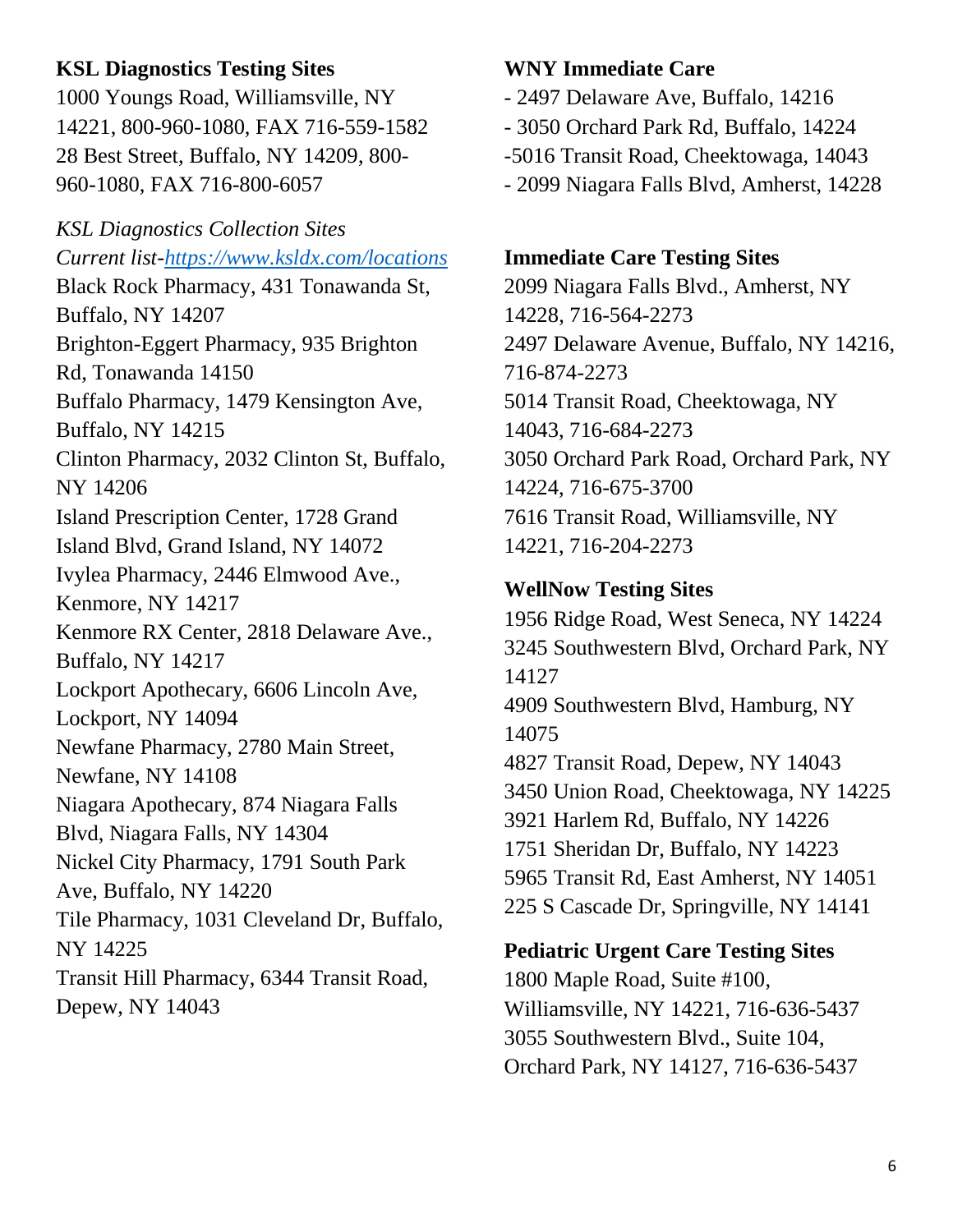**KSL Diagnostics Testing Sites**
1000 Youngs Road, Williamsville, NY 14221, 800-960-1080, FAX 716-559-1582
28 Best Street, Buffalo, NY 14209, 800-960-1080, FAX 716-800-6057

*KSL Diagnostics Collection Sites*
*Current list-[https://www.ksldx.com/locations](https://www.ksldx.com/locations)*
Black Rock Pharmacy, 431 Tonawanda St, Buffalo, NY 14207
Brighton-Eggert Pharmacy, 935 Brighton Rd, Tonawanda 14150
Buffalo Pharmacy, 1479 Kensington Ave, Buffalo, NY 14215
Clinton Pharmacy, 2032 Clinton St, Buffalo, NY 14206
Island Prescription Center, 1728 Grand Island Blvd, Grand Island, NY 14072
Ivylea Pharmacy, 2446 Elmwood Ave., Kenmore, NY 14217
Kenmore RX Center, 2818 Delaware Ave., Buffalo, NY 14217
Lockport Apothecary, 6606 Lincoln Ave, Lockport, NY 14094
Newfane Pharmacy, 2780 Main Street, Newfane, NY 14108
Niagara Apothecary, 874 Niagara Falls Blvd, Niagara Falls, NY 14304
Nickel City Pharmacy, 1791 South Park Ave, Buffalo, NY 14220
Tile Pharmacy, 1031 Cleveland Dr, Buffalo, NY 14225
Transit Hill Pharmacy, 6344 Transit Road, Depew, NY 14043

**WNY Immediate Care**
- 2497 Delaware Ave, Buffalo, 14216
- 3050 Orchard Park Rd, Buffalo, 14224
-5016 Transit Road, Cheektowaga, 14043
- 2099 Niagara Falls Blvd, Amherst, 14228

**Immediate Care Testing Sites**
2099 Niagara Falls Blvd., Amherst, NY 14228, 716-564-2273
2497 Delaware Avenue, Buffalo, NY 14216, 716-874-2273
5014 Transit Road, Cheektowaga, NY 14043, 716-684-2273
3050 Orchard Park Road, Orchard Park, NY 14224, 716-675-3700
7616 Transit Road, Williamsville, NY 14221, 716-204-2273

**WellNow Testing Sites**
1956 Ridge Road, West Seneca, NY 14224
3245 Southwestern Blvd, Orchard Park, NY 14127
4909 Southwestern Blvd, Hamburg, NY 14075
4827 Transit Road, Depew, NY 14043
3450 Union Road, Cheektowaga, NY 14225
3921 Harlem Rd, Buffalo, NY 14226
1751 Sheridan Dr, Buffalo, NY 14223
5965 Transit Rd, East Amherst, NY 14051
225 S Cascade Dr, Springville, NY 14141

**Pediatric Urgent Care Testing Sites**
1800 Maple Road, Suite #100, Williamsville, NY 14221, 716-636-5437
3055 Southwestern Blvd., Suite 104, Orchard Park, NY 14127, 716-636-5437